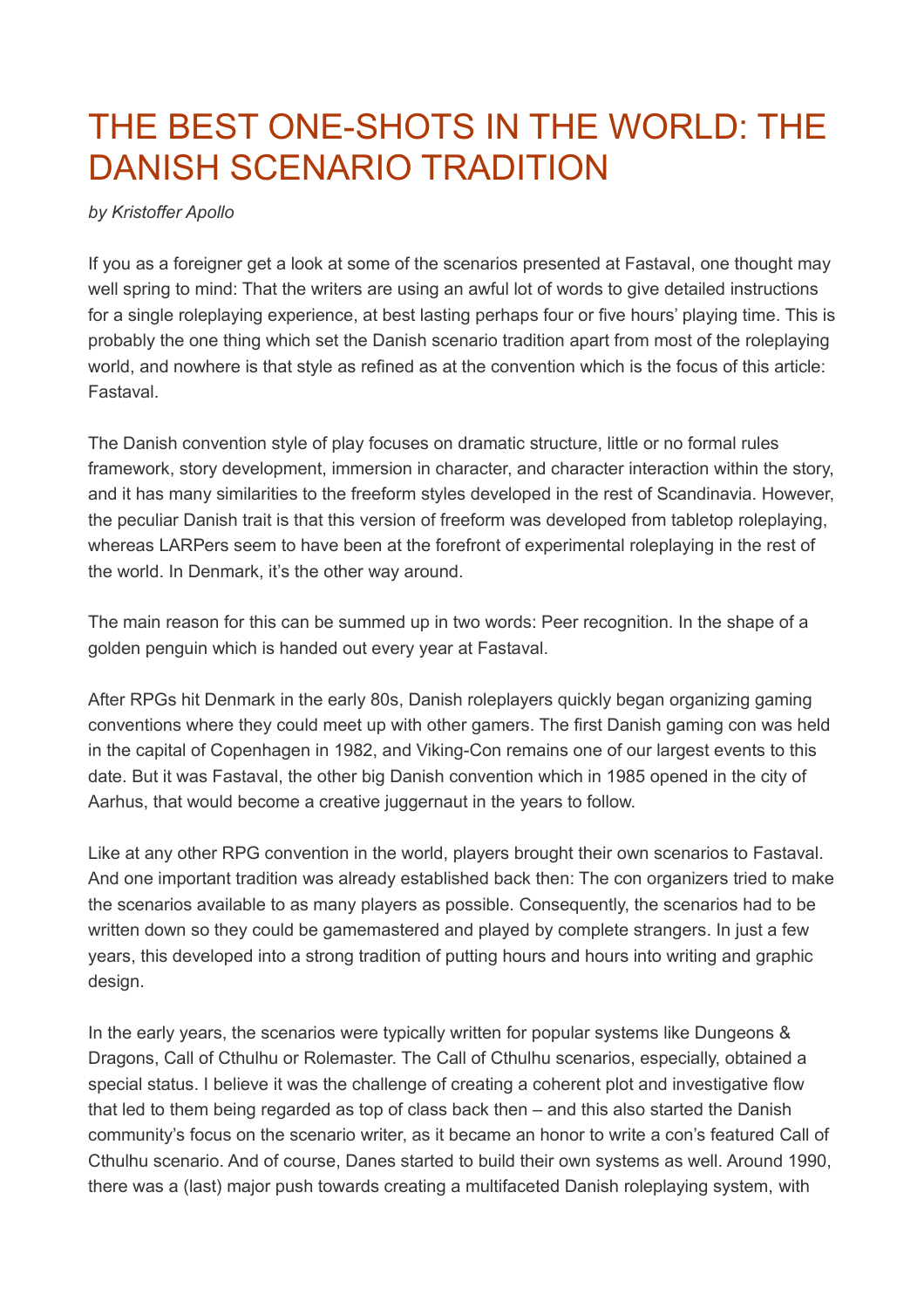# THE BEST ONE-SHOTS IN THE WORLD: THE DANISH SCENARIO TRADITION

*by Kristoffer Apollo*

If you as a foreigner get a look at some of the scenarios presented at Fastaval, one thought may well spring to mind: That the writers are using an awful lot of words to give detailed instructions for a single roleplaying experience, at best lasting perhaps four or five hours' playing time. This is probably the one thing which set the Danish scenario tradition apart from most of the roleplaying world, and nowhere is that style as refined as at the convention which is the focus of this article: Fastaval.

The Danish convention style of play focuses on dramatic structure, little or no formal rules framework, story development, immersion in character, and character interaction within the story, and it has many similarities to the freeform styles developed in the rest of Scandinavia. However, the peculiar Danish trait is that this version of freeform was developed from tabletop roleplaying, whereas LARPers seem to have been at the forefront of experimental roleplaying in the rest of the world. In Denmark, it's the other way around.

The main reason for this can be summed up in two words: Peer recognition. In the shape of a golden penguin which is handed out every year at Fastaval.

After RPGs hit Denmark in the early 80s, Danish roleplayers quickly began organizing gaming conventions where they could meet up with other gamers. The first Danish gaming con was held in the capital of Copenhagen in 1982, and Viking-Con remains one of our largest events to this date. But it was Fastaval, the other big Danish convention which in 1985 opened in the city of Aarhus, that would become a creative juggernaut in the years to follow.

Like at any other RPG convention in the world, players brought their own scenarios to Fastaval. And one important tradition was already established back then: The con organizers tried to make the scenarios available to as many players as possible. Consequently, the scenarios had to be written down so they could be gamemastered and played by complete strangers. In just a few years, this developed into a strong tradition of putting hours and hours into writing and graphic design.

In the early years, the scenarios were typically written for popular systems like Dungeons & Dragons, Call of Cthulhu or Rolemaster. The Call of Cthulhu scenarios, especially, obtained a special status. I believe it was the challenge of creating a coherent plot and investigative flow that led to them being regarded as top of class back then – and this also started the Danish community's focus on the scenario writer, as it became an honor to write a con's featured Call of Cthulhu scenario. And of course, Danes started to build their own systems as well. Around 1990, there was a (last) major push towards creating a multifaceted Danish roleplaying system, with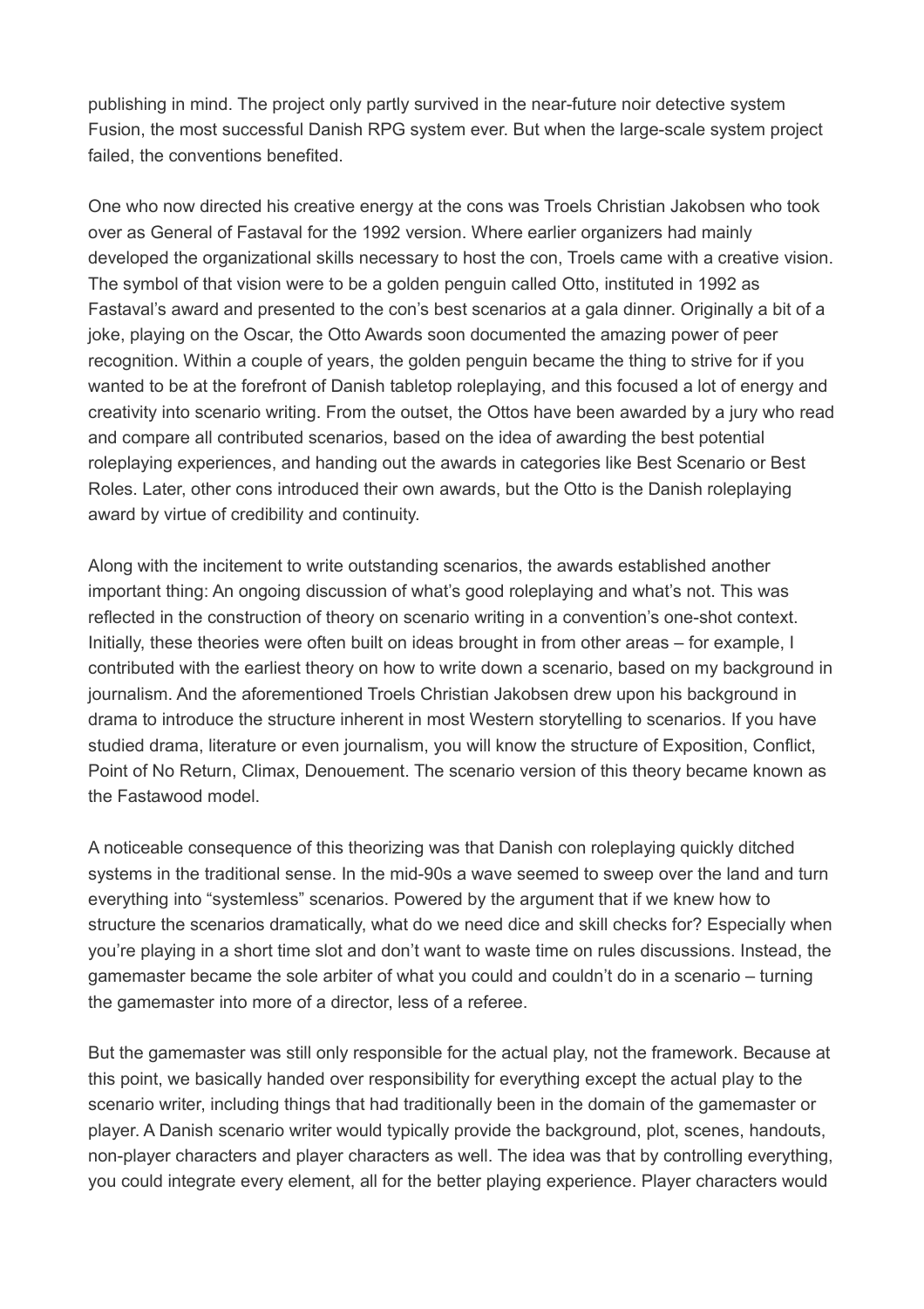publishing in mind. The project only partly survived in the near-future noir detective system Fusion, the most successful Danish RPG system ever. But when the large-scale system project failed, the conventions benefited.

One who now directed his creative energy at the cons was Troels Christian Jakobsen who took over as General of Fastaval for the 1992 version. Where earlier organizers had mainly developed the organizational skills necessary to host the con, Troels came with a creative vision. The symbol of that vision were to be a golden penguin called Otto, instituted in 1992 as Fastaval's award and presented to the con's best scenarios at a gala dinner. Originally a bit of a joke, playing on the Oscar, the Otto Awards soon documented the amazing power of peer recognition. Within a couple of years, the golden penguin became the thing to strive for if you wanted to be at the forefront of Danish tabletop roleplaying, and this focused a lot of energy and creativity into scenario writing. From the outset, the Ottos have been awarded by a jury who read and compare all contributed scenarios, based on the idea of awarding the best potential roleplaying experiences, and handing out the awards in categories like Best Scenario or Best Roles. Later, other cons introduced their own awards, but the Otto is the Danish roleplaying award by virtue of credibility and continuity.

Along with the incitement to write outstanding scenarios, the awards established another important thing: An ongoing discussion of what's good roleplaying and what's not. This was reflected in the construction of theory on scenario writing in a convention's one-shot context. Initially, these theories were often built on ideas brought in from other areas – for example, I contributed with the earliest theory on how to write down a scenario, based on my background in journalism. And the aforementioned Troels Christian Jakobsen drew upon his background in drama to introduce the structure inherent in most Western storytelling to scenarios. If you have studied drama, literature or even journalism, you will know the structure of Exposition, Conflict, Point of No Return, Climax, Denouement. The scenario version of this theory became known as the Fastawood model.

A noticeable consequence of this theorizing was that Danish con roleplaying quickly ditched systems in the traditional sense. In the mid-90s a wave seemed to sweep over the land and turn everything into "systemless" scenarios. Powered by the argument that if we knew how to structure the scenarios dramatically, what do we need dice and skill checks for? Especially when you're playing in a short time slot and don't want to waste time on rules discussions. Instead, the gamemaster became the sole arbiter of what you could and couldn't do in a scenario – turning the gamemaster into more of a director, less of a referee.

But the gamemaster was still only responsible for the actual play, not the framework. Because at this point, we basically handed over responsibility for everything except the actual play to the scenario writer, including things that had traditionally been in the domain of the gamemaster or player. A Danish scenario writer would typically provide the background, plot, scenes, handouts, non-player characters and player characters as well. The idea was that by controlling everything, you could integrate every element, all for the better playing experience. Player characters would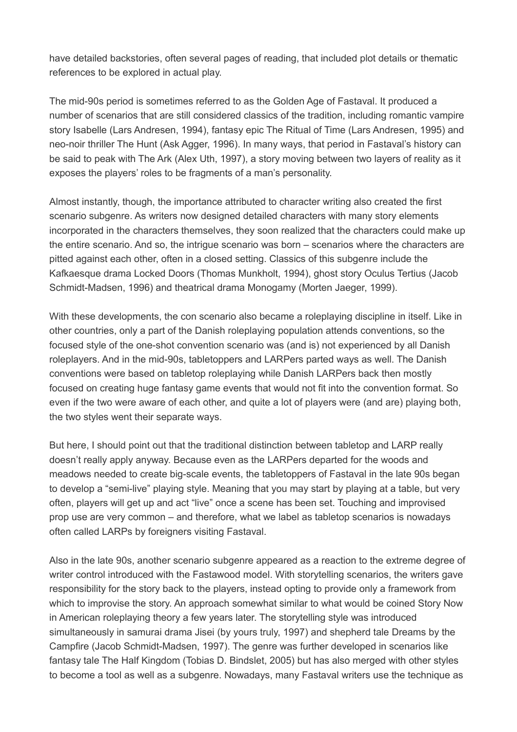have detailed backstories, often several pages of reading, that included plot details or thematic references to be explored in actual play.

The mid-90s period is sometimes referred to as the Golden Age of Fastaval. It produced a number of scenarios that are still considered classics of the tradition, including romantic vampire story Isabelle (Lars Andresen, 1994), fantasy epic The Ritual of Time (Lars Andresen, 1995) and neo-noir thriller The Hunt (Ask Agger, 1996). In many ways, that period in Fastaval's history can be said to peak with The Ark (Alex Uth, 1997), a story moving between two layers of reality as it exposes the players' roles to be fragments of a man's personality.

Almost instantly, though, the importance attributed to character writing also created the first scenario subgenre. As writers now designed detailed characters with many story elements incorporated in the characters themselves, they soon realized that the characters could make up the entire scenario. And so, the intrigue scenario was born – scenarios where the characters are pitted against each other, often in a closed setting. Classics of this subgenre include the Kafkaesque drama Locked Doors (Thomas Munkholt, 1994), ghost story Oculus Tertius (Jacob Schmidt-Madsen, 1996) and theatrical drama Monogamy (Morten Jaeger, 1999).

With these developments, the con scenario also became a roleplaying discipline in itself. Like in other countries, only a part of the Danish roleplaying population attends conventions, so the focused style of the one-shot convention scenario was (and is) not experienced by all Danish roleplayers. And in the mid-90s, tabletoppers and LARPers parted ways as well. The Danish conventions were based on tabletop roleplaying while Danish LARPers back then mostly focused on creating huge fantasy game events that would not fit into the convention format. So even if the two were aware of each other, and quite a lot of players were (and are) playing both, the two styles went their separate ways.

But here, I should point out that the traditional distinction between tabletop and LARP really doesn't really apply anyway. Because even as the LARPers departed for the woods and meadows needed to create big-scale events, the tabletoppers of Fastaval in the late 90s began to develop a "semi-live" playing style. Meaning that you may start by playing at a table, but very often, players will get up and act "live" once a scene has been set. Touching and improvised prop use are very common – and therefore, what we label as tabletop scenarios is nowadays often called LARPs by foreigners visiting Fastaval.

Also in the late 90s, another scenario subgenre appeared as a reaction to the extreme degree of writer control introduced with the Fastawood model. With storytelling scenarios, the writers gave responsibility for the story back to the players, instead opting to provide only a framework from which to improvise the story. An approach somewhat similar to what would be coined Story Now in American roleplaying theory a few years later. The storytelling style was introduced simultaneously in samurai drama Jisei (by yours truly, 1997) and shepherd tale Dreams by the Campfire (Jacob Schmidt-Madsen, 1997). The genre was further developed in scenarios like fantasy tale The Half Kingdom (Tobias D. Bindslet, 2005) but has also merged with other styles to become a tool as well as a subgenre. Nowadays, many Fastaval writers use the technique as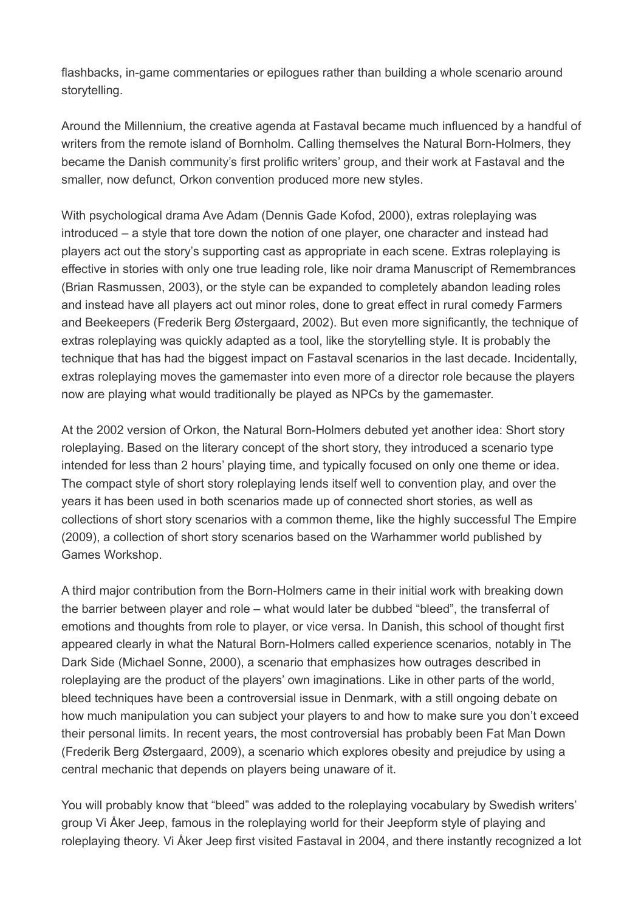flashbacks, in-game commentaries or epilogues rather than building a whole scenario around storytelling.

Around the Millennium, the creative agenda at Fastaval became much influenced by a handful of writers from the remote island of Bornholm. Calling themselves the Natural Born-Holmers, they became the Danish community's first prolific writers' group, and their work at Fastaval and the smaller, now defunct, Orkon convention produced more new styles.

With psychological drama Ave Adam (Dennis Gade Kofod, 2000), extras roleplaying was introduced – a style that tore down the notion of one player, one character and instead had players act out the story's supporting cast as appropriate in each scene. Extras roleplaying is effective in stories with only one true leading role, like noir drama Manuscript of Remembrances (Brian Rasmussen, 2003), or the style can be expanded to completely abandon leading roles and instead have all players act out minor roles, done to great effect in rural comedy Farmers and Beekeepers (Frederik Berg Østergaard, 2002). But even more significantly, the technique of extras roleplaying was quickly adapted as a tool, like the storytelling style. It is probably the technique that has had the biggest impact on Fastaval scenarios in the last decade. Incidentally, extras roleplaying moves the gamemaster into even more of a director role because the players now are playing what would traditionally be played as NPCs by the gamemaster.

At the 2002 version of Orkon, the Natural Born-Holmers debuted yet another idea: Short story roleplaying. Based on the literary concept of the short story, they introduced a scenario type intended for less than 2 hours' playing time, and typically focused on only one theme or idea. The compact style of short story roleplaying lends itself well to convention play, and over the years it has been used in both scenarios made up of connected short stories, as well as collections of short story scenarios with a common theme, like the highly successful The Empire (2009), a collection of short story scenarios based on the Warhammer world published by Games Workshop.

A third major contribution from the Born-Holmers came in their initial work with breaking down the barrier between player and role – what would later be dubbed "bleed", the transferral of emotions and thoughts from role to player, or vice versa. In Danish, this school of thought first appeared clearly in what the Natural Born-Holmers called experience scenarios, notably in The Dark Side (Michael Sonne, 2000), a scenario that emphasizes how outrages described in roleplaying are the product of the players' own imaginations. Like in other parts of the world, bleed techniques have been a controversial issue in Denmark, with a still ongoing debate on how much manipulation you can subject your players to and how to make sure you don't exceed their personal limits. In recent years, the most controversial has probably been Fat Man Down (Frederik Berg Østergaard, 2009), a scenario which explores obesity and prejudice by using a central mechanic that depends on players being unaware of it.

You will probably know that "bleed" was added to the roleplaying vocabulary by Swedish writers' group Vi Åker Jeep, famous in the roleplaying world for their Jeepform style of playing and roleplaying theory. Vi Åker Jeep first visited Fastaval in 2004, and there instantly recognized a lot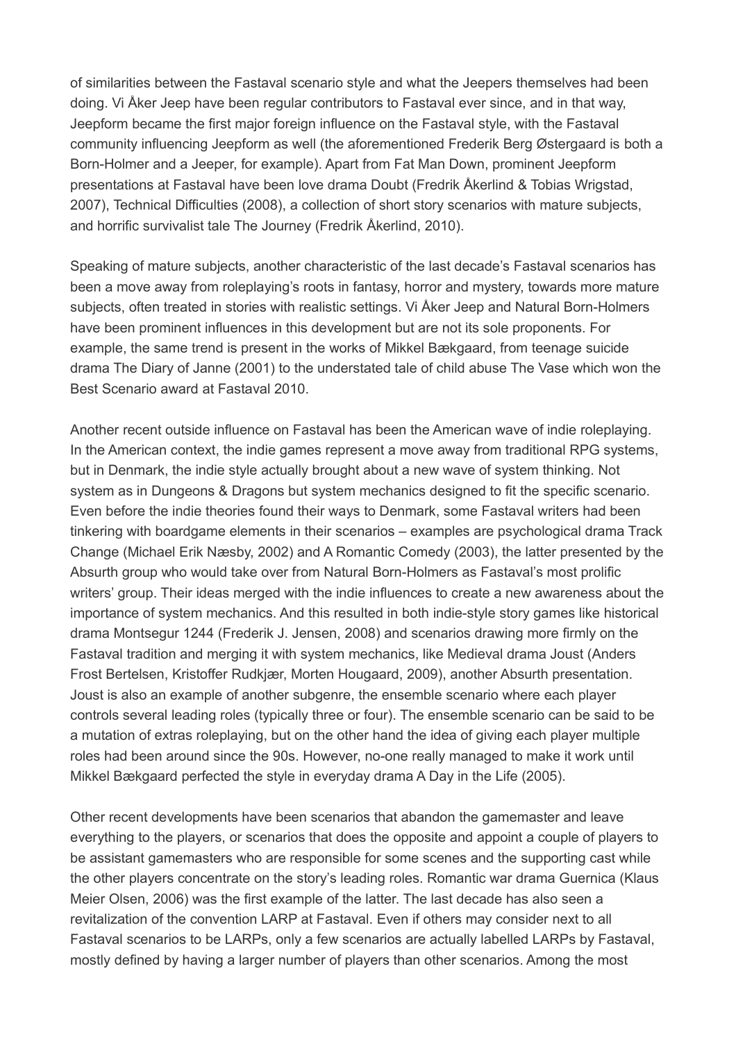of similarities between the Fastaval scenario style and what the Jeepers themselves had been doing. Vi Åker Jeep have been regular contributors to Fastaval ever since, and in that way, Jeepform became the first major foreign influence on the Fastaval style, with the Fastaval community influencing Jeepform as well (the aforementioned Frederik Berg Østergaard is both a Born-Holmer and a Jeeper, for example). Apart from Fat Man Down, prominent Jeepform presentations at Fastaval have been love drama Doubt (Fredrik Åkerlind & Tobias Wrigstad, 2007), Technical Difficulties (2008), a collection of short story scenarios with mature subjects, and horrific survivalist tale The Journey (Fredrik Åkerlind, 2010).

Speaking of mature subjects, another characteristic of the last decade's Fastaval scenarios has been a move away from roleplaying's roots in fantasy, horror and mystery, towards more mature subjects, often treated in stories with realistic settings. Vi Åker Jeep and Natural Born-Holmers have been prominent influences in this development but are not its sole proponents. For example, the same trend is present in the works of Mikkel Bækgaard, from teenage suicide drama The Diary of Janne (2001) to the understated tale of child abuse The Vase which won the Best Scenario award at Fastaval 2010.

Another recent outside influence on Fastaval has been the American wave of indie roleplaying. In the American context, the indie games represent a move away from traditional RPG systems, but in Denmark, the indie style actually brought about a new wave of system thinking. Not system as in Dungeons & Dragons but system mechanics designed to fit the specific scenario. Even before the indie theories found their ways to Denmark, some Fastaval writers had been tinkering with boardgame elements in their scenarios – examples are psychological drama Track Change (Michael Erik Næsby, 2002) and A Romantic Comedy (2003), the latter presented by the Absurth group who would take over from Natural Born-Holmers as Fastaval's most prolific writers' group. Their ideas merged with the indie influences to create a new awareness about the importance of system mechanics. And this resulted in both indie-style story games like historical drama Montsegur 1244 (Frederik J. Jensen, 2008) and scenarios drawing more firmly on the Fastaval tradition and merging it with system mechanics, like Medieval drama Joust (Anders Frost Bertelsen, Kristoffer Rudkjær, Morten Hougaard, 2009), another Absurth presentation. Joust is also an example of another subgenre, the ensemble scenario where each player controls several leading roles (typically three or four). The ensemble scenario can be said to be a mutation of extras roleplaying, but on the other hand the idea of giving each player multiple roles had been around since the 90s. However, no-one really managed to make it work until Mikkel Bækgaard perfected the style in everyday drama A Day in the Life (2005).

Other recent developments have been scenarios that abandon the gamemaster and leave everything to the players, or scenarios that does the opposite and appoint a couple of players to be assistant gamemasters who are responsible for some scenes and the supporting cast while the other players concentrate on the story's leading roles. Romantic war drama Guernica (Klaus Meier Olsen, 2006) was the first example of the latter. The last decade has also seen a revitalization of the convention LARP at Fastaval. Even if others may consider next to all Fastaval scenarios to be LARPs, only a few scenarios are actually labelled LARPs by Fastaval, mostly defined by having a larger number of players than other scenarios. Among the most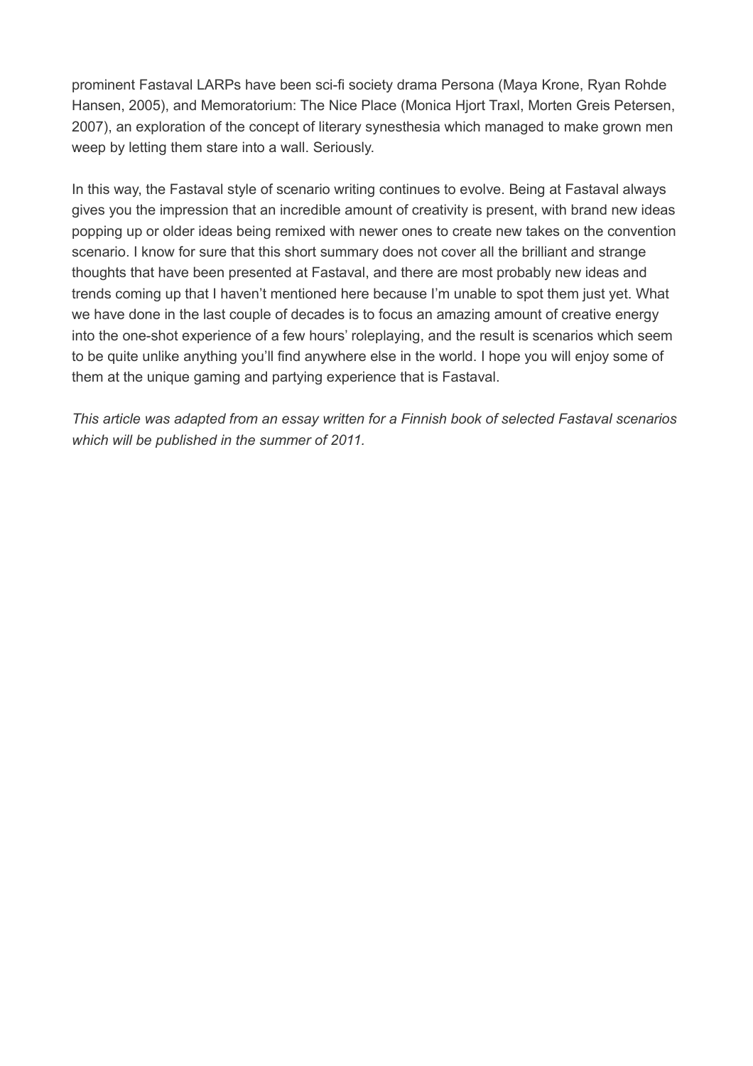prominent Fastaval LARPs have been sci-fi society drama Persona (Maya Krone, Ryan Rohde Hansen, 2005), and Memoratorium: The Nice Place (Monica Hjort Traxl, Morten Greis Petersen, 2007), an exploration of the concept of literary synesthesia which managed to make grown men weep by letting them stare into a wall. Seriously.

In this way, the Fastaval style of scenario writing continues to evolve. Being at Fastaval always gives you the impression that an incredible amount of creativity is present, with brand new ideas popping up or older ideas being remixed with newer ones to create new takes on the convention scenario. I know for sure that this short summary does not cover all the brilliant and strange thoughts that have been presented at Fastaval, and there are most probably new ideas and trends coming up that I haven't mentioned here because I'm unable to spot them just yet. What we have done in the last couple of decades is to focus an amazing amount of creative energy into the one-shot experience of a few hours' roleplaying, and the result is scenarios which seem to be quite unlike anything you'll find anywhere else in the world. I hope you will enjoy some of them at the unique gaming and partying experience that is Fastaval.

*This article was adapted from an essay written for a Finnish book of selected Fastaval scenarios which will be published in the summer of 2011.*